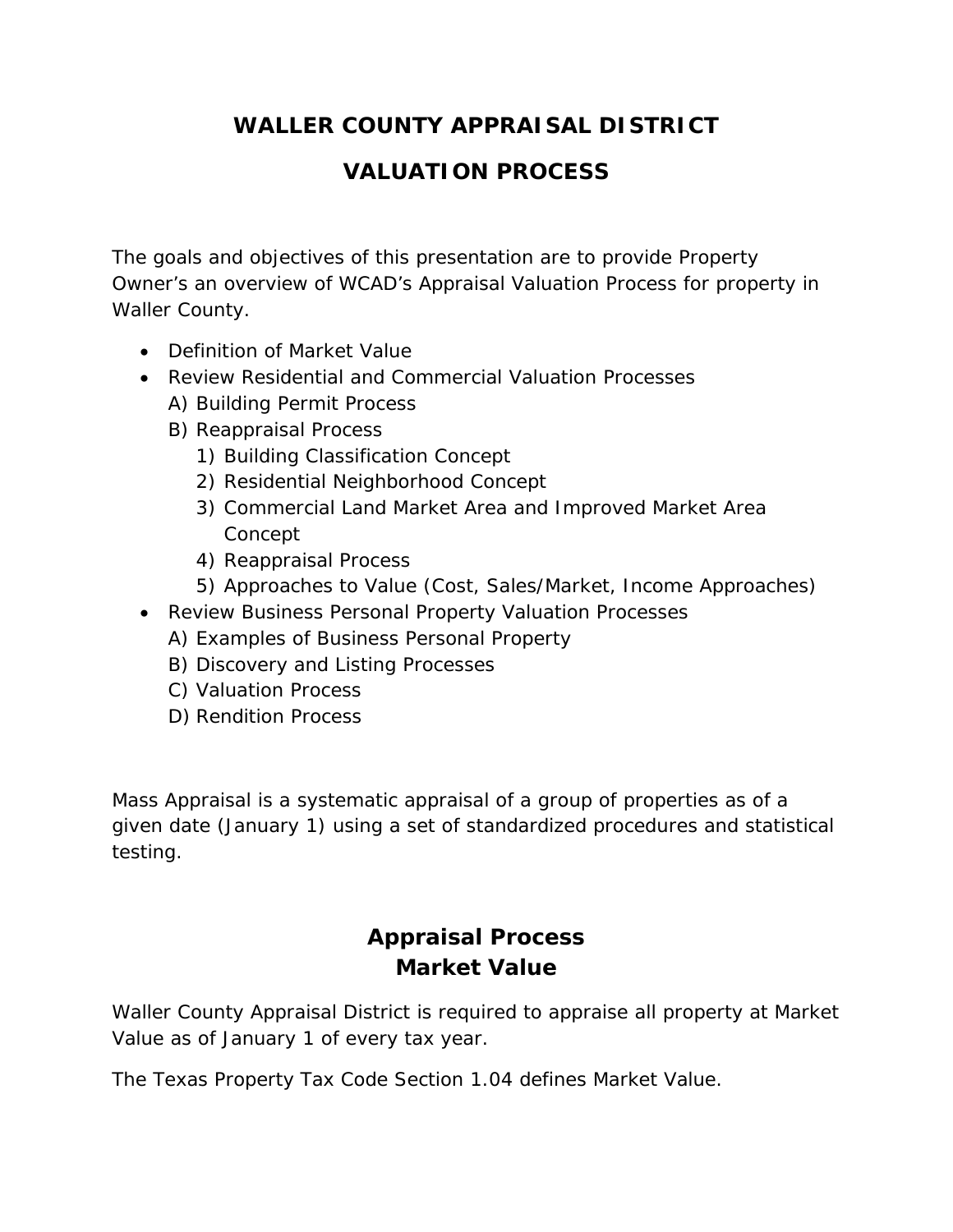# WALLER COUNTY APPRAISAL DISTRICT

# VALUATION PROCESS

The goals and objectives of this presentation are to provide Property Owner's an overview of WCAD's Appraisal Valuation Process for property in Waller County.

- Definition of Market Value
- Review Residential and Commercial Valuation Processes
  - A) Building Permit Process
  - B) Reappraisal Process
    1) Building Classification Concept
    2) Residential Neighborhood Concept
    3) Commercial Land Market Area and Improved Market Area Concept
    4) Reappraisal Process
    5) Approaches to Value (Cost, Sales/Market, Income Approaches)
- Review Business Personal Property Valuation Processes
  - A) Examples of Business Personal Property
  - B) Discovery and Listing Processes
  - C) Valuation Process
  - D) Rendition Process

Mass Appraisal is a systematic appraisal of a group of properties as of a given date (January 1) using a set of standardized procedures and statistical testing.

## Appraisal Process
## Market Value

Waller County Appraisal District is required to appraise all property at Market Value as of January 1 of every tax year.

The Texas Property Tax Code Section 1.04 defines Market Value.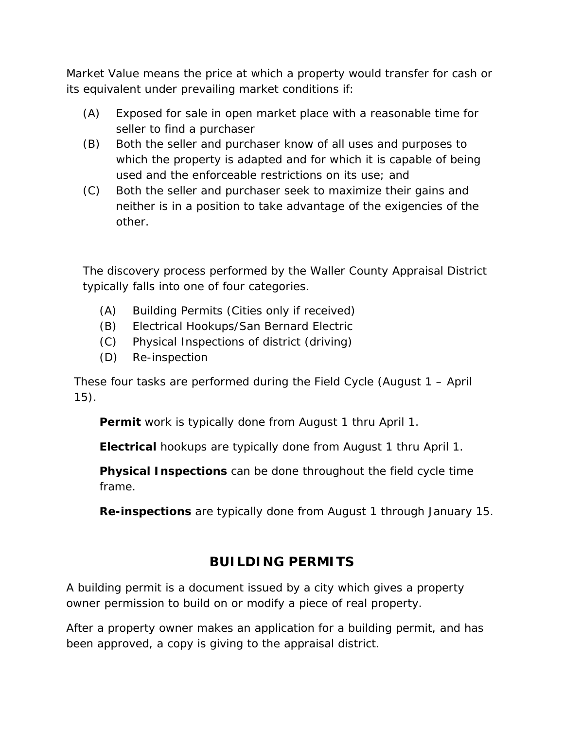Market Value means the price at which a property would transfer for cash or its equivalent under prevailing market conditions if:

(A) Exposed for sale in open market place with a reasonable time for seller to find a purchaser

(B) Both the seller and purchaser know of all uses and purposes to which the property is adapted and for which it is capable of being used and the enforceable restrictions on its use; and

(C) Both the seller and purchaser seek to maximize their gains and neither is in a position to take advantage of the exigencies of the other.

The discovery process performed by the Waller County Appraisal District typically falls into one of four categories.

(A) Building Permits (Cities only if received)

(B) Electrical Hookups/San Bernard Electric

(C) Physical Inspections of district (driving)

(D) Re-inspection

These four tasks are performed during the Field Cycle (August 1 – April 15).

**Permit** work is typically done from August 1 thru April 1.

**Electrical** hookups are typically done from August 1 thru April 1.

**Physical Inspections** can be done throughout the field cycle time frame.

**Re-inspections** are typically done from August 1 through January 15.

## BUILDING PERMITS

A building permit is a document issued by a city which gives a property owner permission to build on or modify a piece of real property.

After a property owner makes an application for a building permit, and has been approved, a copy is giving to the appraisal district.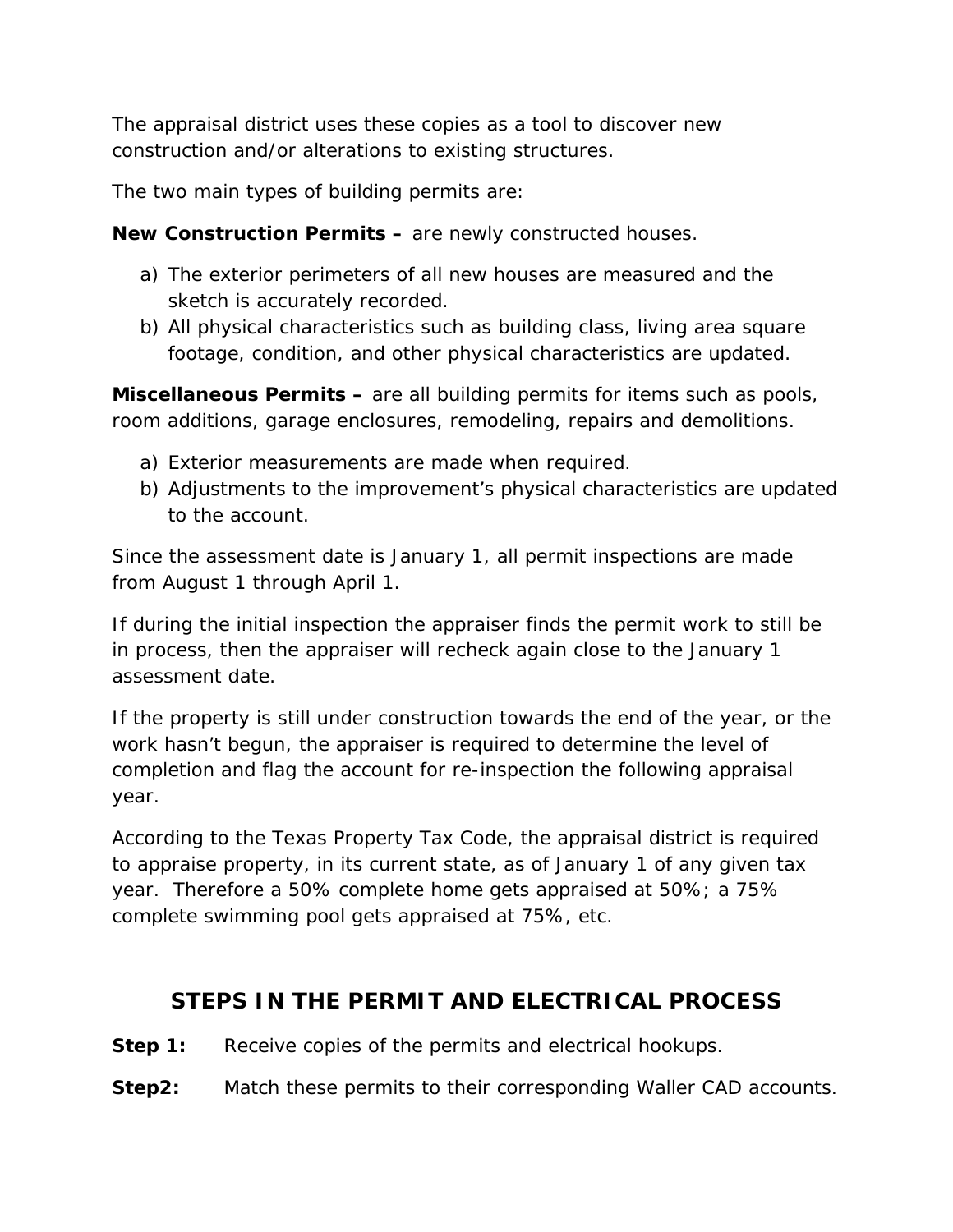The appraisal district uses these copies as a tool to discover new construction and/or alterations to existing structures.

The two main types of building permits are:

**New Construction Permits –** are newly constructed houses.

a) The exterior perimeters of all new houses are measured and the sketch is accurately recorded.
b) All physical characteristics such as building class, living area square footage, condition, and other physical characteristics are updated.

**Miscellaneous Permits –** are all building permits for items such as pools, room additions, garage enclosures, remodeling, repairs and demolitions.

a) Exterior measurements are made when required.
b) Adjustments to the improvement's physical characteristics are updated to the account.

Since the assessment date is January 1, all permit inspections are made from August 1 through April 1.

If during the initial inspection the appraiser finds the permit work to still be in process, then the appraiser will recheck again close to the January 1 assessment date.

If the property is still under construction towards the end of the year, or the work hasn't begun, the appraiser is required to determine the level of completion and flag the account for re-inspection the following appraisal year.

According to the Texas Property Tax Code, the appraisal district is required to appraise property, in its current state, as of January 1 of any given tax year. Therefore a 50% complete home gets appraised at 50%; a 75% complete swimming pool gets appraised at 75%, etc.

## STEPS IN THE PERMIT AND ELECTRICAL PROCESS

**Step 1:** Receive copies of the permits and electrical hookups.

**Step2:** Match these permits to their corresponding Waller CAD accounts.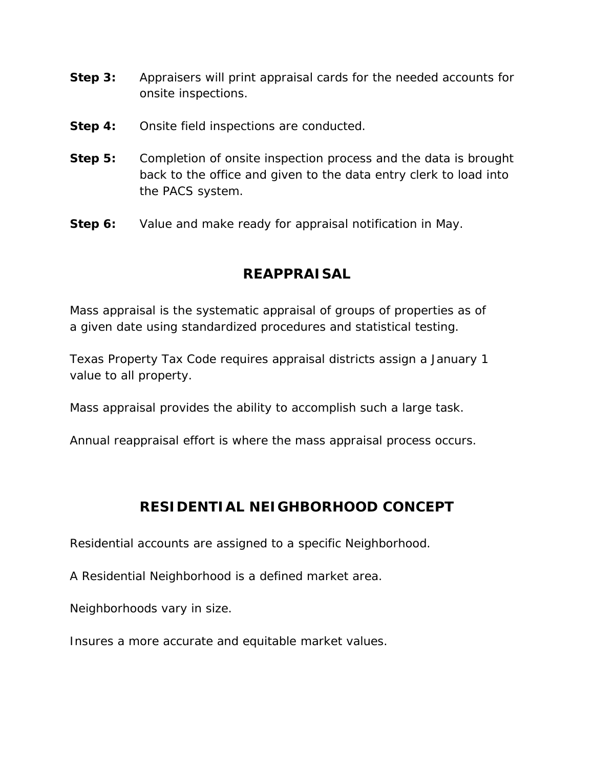**Step 3:** Appraisers will print appraisal cards for the needed accounts for onsite inspections.

**Step 4:** Onsite field inspections are conducted.

**Step 5:** Completion of onsite inspection process and the data is brought back to the office and given to the data entry clerk to load into the PACS system.

**Step 6:** Value and make ready for appraisal notification in May.

## REAPPRAISAL

Mass appraisal is the systematic appraisal of groups of properties as of a given date using standardized procedures and statistical testing.

Texas Property Tax Code requires appraisal districts assign a January 1 value to all property.

Mass appraisal provides the ability to accomplish such a large task.

Annual reappraisal effort is where the mass appraisal process occurs.

## RESIDENTIAL NEIGHBORHOOD CONCEPT

Residential accounts are assigned to a specific Neighborhood.

A Residential Neighborhood is a defined market area.

Neighborhoods vary in size.

Insures a more accurate and equitable market values.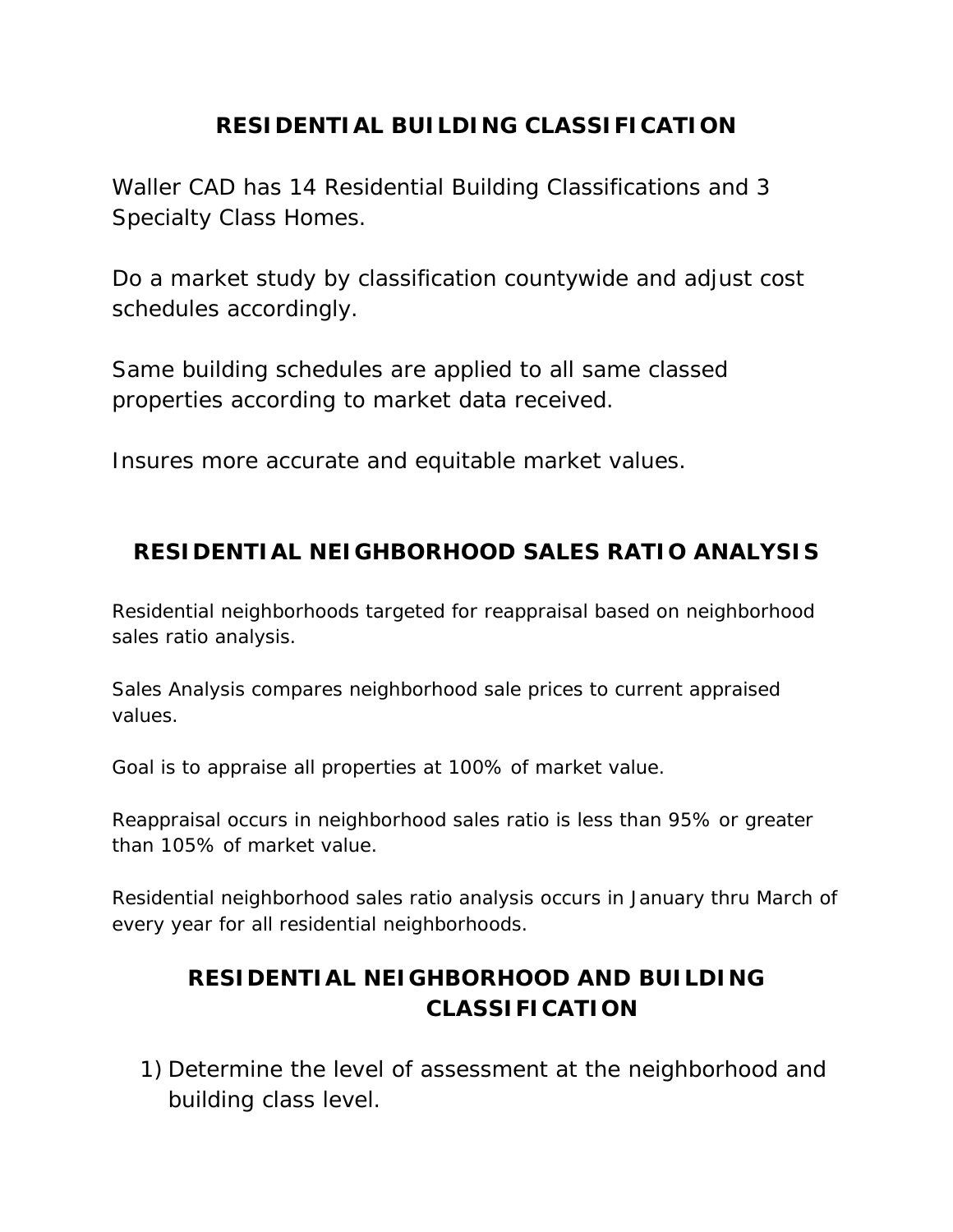## RESIDENTIAL BUILDING CLASSIFICATION

Waller CAD has 14 Residential Building Classifications and 3 Specialty Class Homes.

Do a market study by classification countywide and adjust cost schedules accordingly.

Same building schedules are applied to all same classed properties according to market data received.

Insures more accurate and equitable market values.

## RESIDENTIAL NEIGHBORHOOD SALES RATIO ANALYSIS

Residential neighborhoods targeted for reappraisal based on neighborhood sales ratio analysis.

Sales Analysis compares neighborhood sale prices to current appraised values.

Goal is to appraise all properties at 100% of market value.

Reappraisal occurs in neighborhood sales ratio is less than 95% or greater than 105% of market value.

Residential neighborhood sales ratio analysis occurs in January thru March of every year for all residential neighborhoods.

## RESIDENTIAL NEIGHBORHOOD AND BUILDING CLASSIFICATION

1) Determine the level of assessment at the neighborhood and building class level.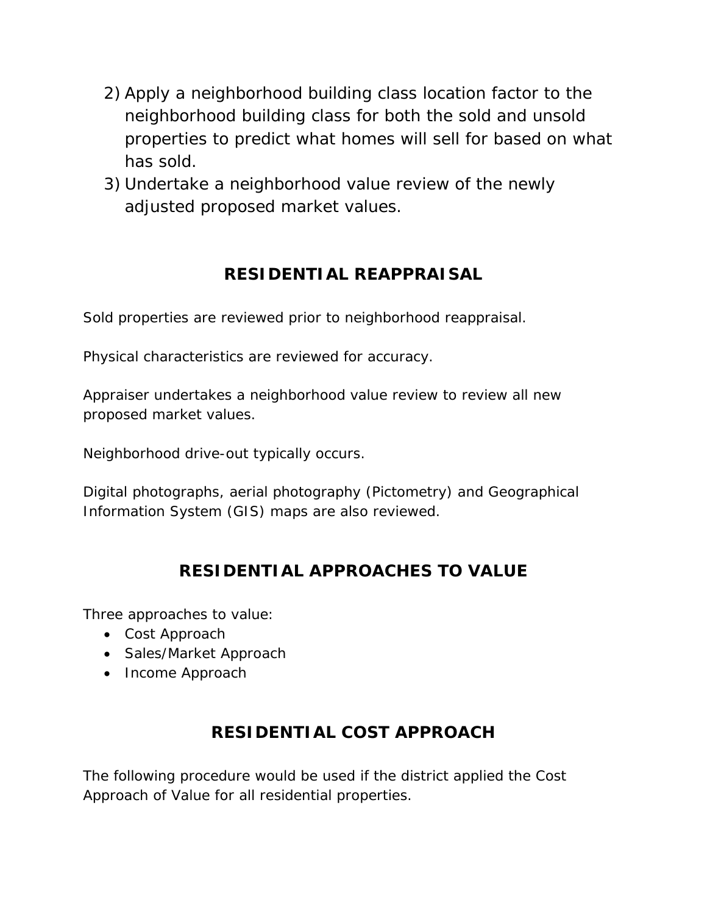2) Apply a neighborhood building class location factor to the neighborhood building class for both the sold and unsold properties to predict what homes will sell for based on what has sold.
3) Undertake a neighborhood value review of the newly adjusted proposed market values.

## RESIDENTIAL REAPPRAISAL

Sold properties are reviewed prior to neighborhood reappraisal.

Physical characteristics are reviewed for accuracy.

Appraiser undertakes a neighborhood value review to review all new proposed market values.

Neighborhood drive-out typically occurs.

Digital photographs, aerial photography (Pictometry) and Geographical Information System (GIS) maps are also reviewed.

## RESIDENTIAL APPROACHES TO VALUE

Three approaches to value:

- Cost Approach
- Sales/Market Approach
- Income Approach

## RESIDENTIAL COST APPROACH

The following procedure would be used if the district applied the Cost Approach of Value for all residential properties.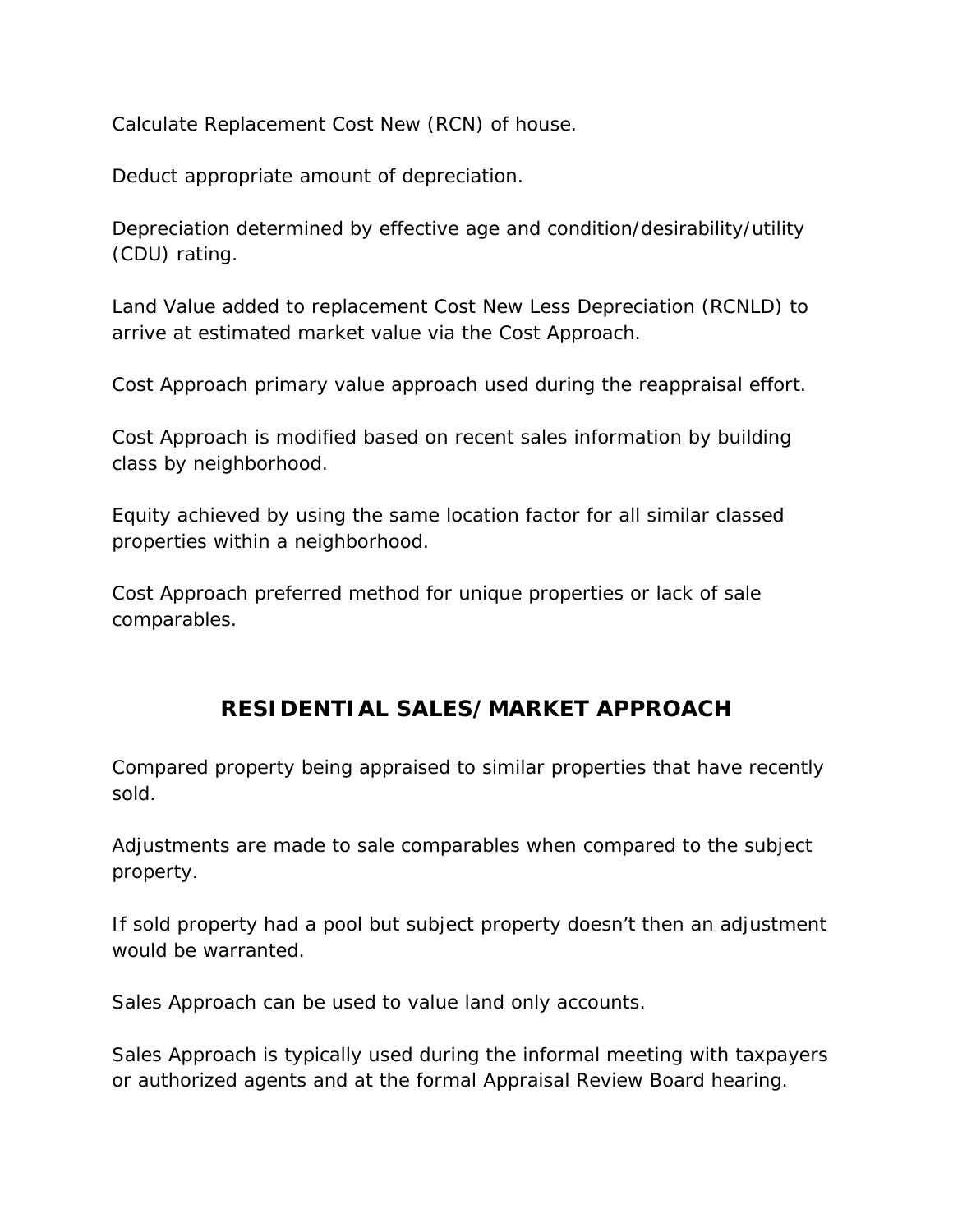Calculate Replacement Cost New (RCN) of house.

Deduct appropriate amount of depreciation.

Depreciation determined by effective age and condition/desirability/utility (CDU) rating.

Land Value added to replacement Cost New Less Depreciation (RCNLD) to arrive at estimated market value via the Cost Approach.

Cost Approach primary value approach used during the reappraisal effort.

Cost Approach is modified based on recent sales information by building class by neighborhood.

Equity achieved by using the same location factor for all similar classed properties within a neighborhood.

Cost Approach preferred method for unique properties or lack of sale comparables.

## RESIDENTIAL SALES/MARKET APPROACH

Compared property being appraised to similar properties that have recently sold.

Adjustments are made to sale comparables when compared to the subject property.

If sold property had a pool but subject property doesn't then an adjustment would be warranted.

Sales Approach can be used to value land only accounts.

Sales Approach is typically used during the informal meeting with taxpayers or authorized agents and at the formal Appraisal Review Board hearing.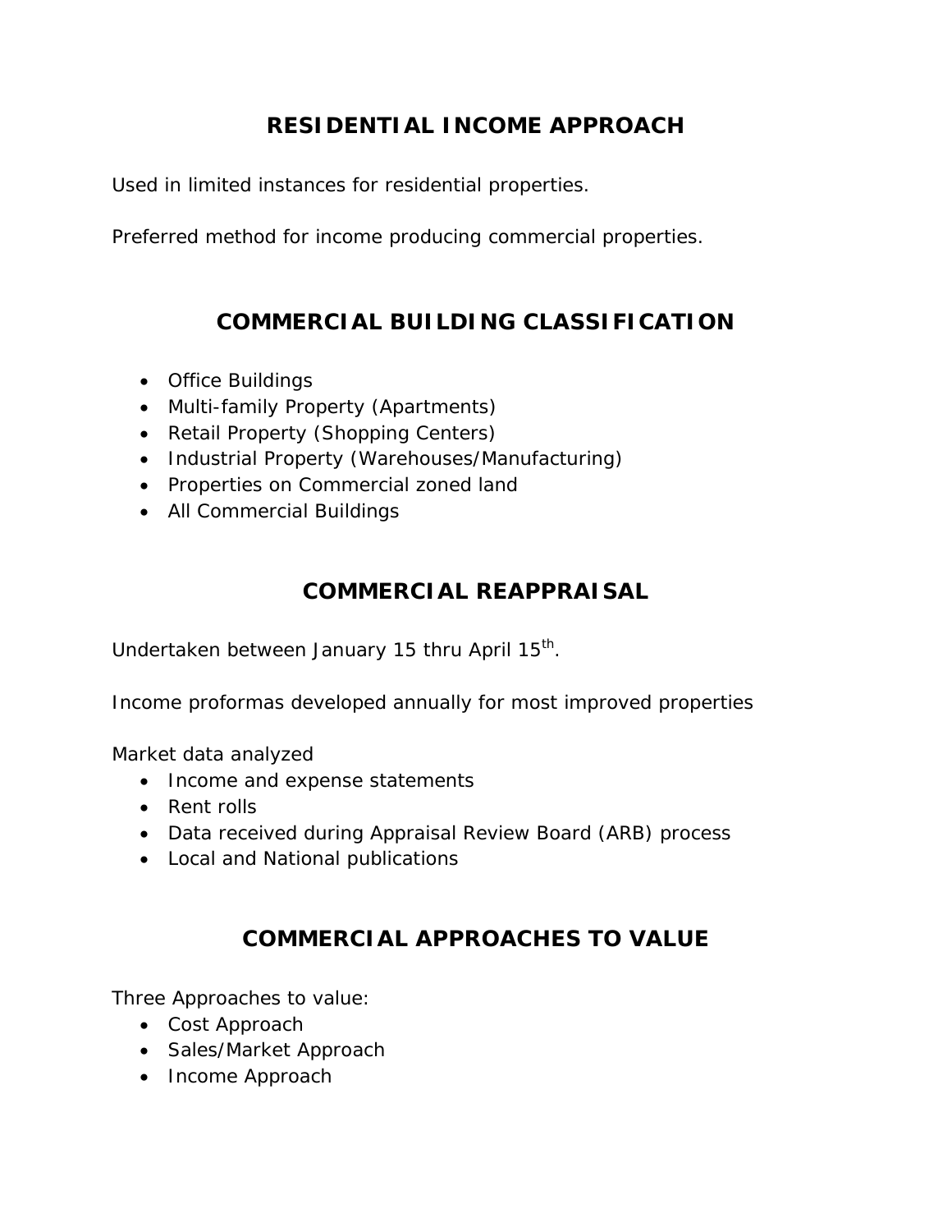## RESIDENTIAL INCOME APPROACH

Used in limited instances for residential properties.

Preferred method for income producing commercial properties.

## COMMERCIAL BUILDING CLASSIFICATION

- Office Buildings
- Multi-family Property (Apartments)
- Retail Property (Shopping Centers)
- Industrial Property (Warehouses/Manufacturing)
- Properties on Commercial zoned land
- All Commercial Buildings

## COMMERCIAL REAPPRAISAL

Undertaken between January 15 thru April 15th.

Income proformas developed annually for most improved properties

Market data analyzed

- Income and expense statements
- Rent rolls
- Data received during Appraisal Review Board (ARB) process
- Local and National publications

## COMMERCIAL APPROACHES TO VALUE

Three Approaches to value:

- Cost Approach
- Sales/Market Approach
- Income Approach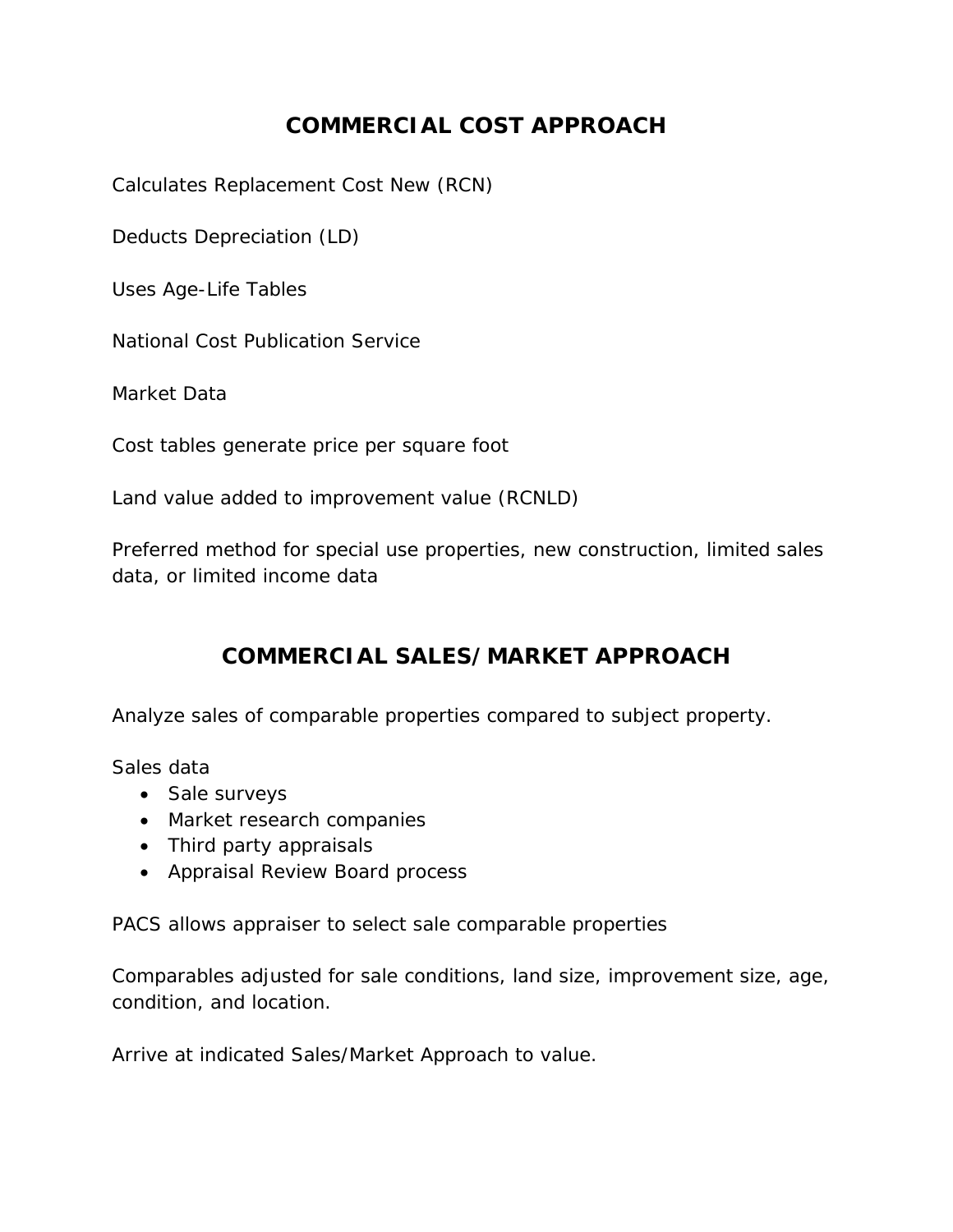## COMMERCIAL COST APPROACH

Calculates Replacement Cost New (RCN)

Deducts Depreciation (LD)

Uses Age-Life Tables

National Cost Publication Service

Market Data

Cost tables generate price per square foot

Land value added to improvement value (RCNLD)

Preferred method for special use properties, new construction, limited sales data, or limited income data

## COMMERCIAL SALES/MARKET APPROACH

Analyze sales of comparable properties compared to subject property.

Sales data

- Sale surveys
- Market research companies
- Third party appraisals
- Appraisal Review Board process

PACS allows appraiser to select sale comparable properties

Comparables adjusted for sale conditions, land size, improvement size, age, condition, and location.

Arrive at indicated Sales/Market Approach to value.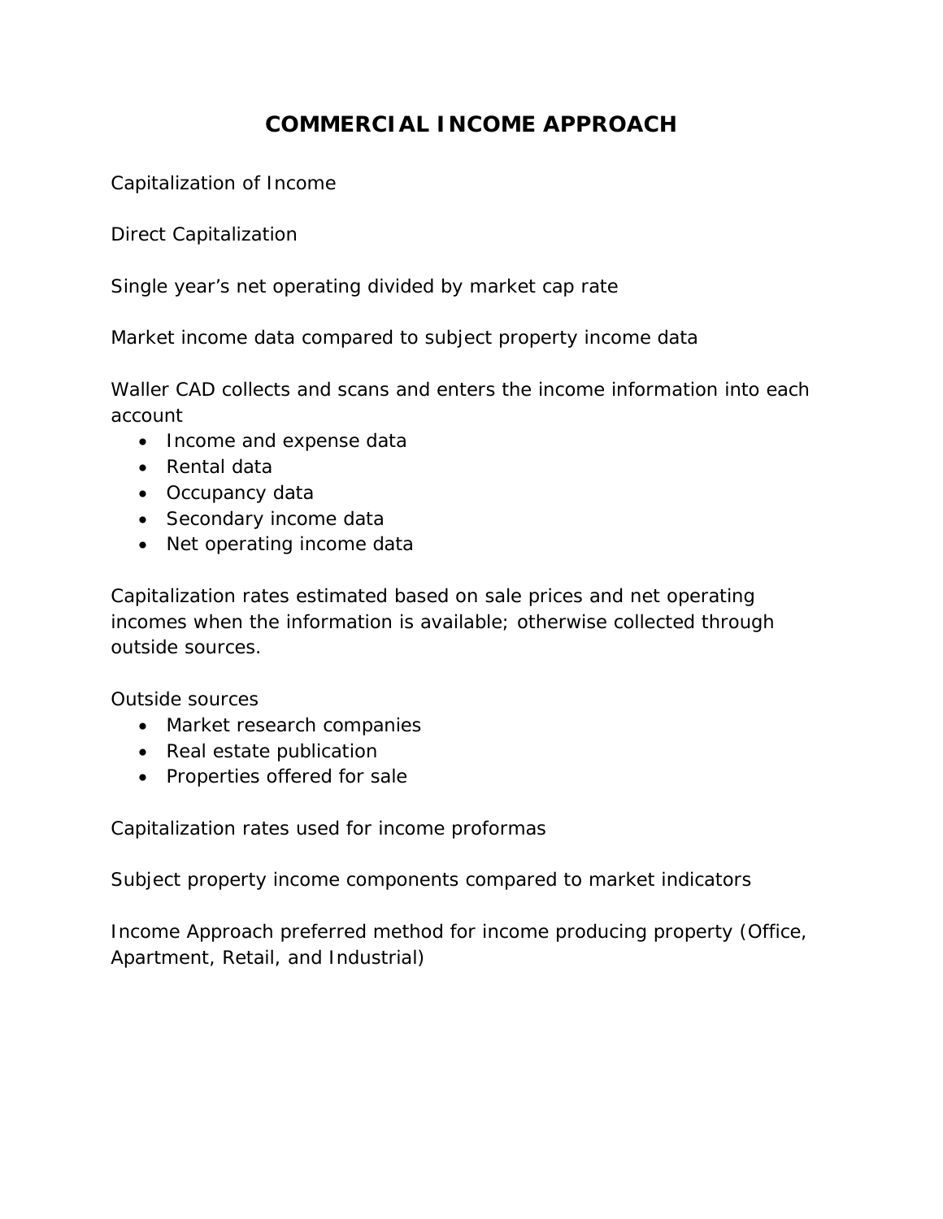# COMMERCIAL INCOME APPROACH

Capitalization of Income

Direct Capitalization

Single year's net operating divided by market cap rate

Market income data compared to subject property income data

Waller CAD collects and scans and enters the income information into each account

- Income and expense data
- Rental data
- Occupancy data
- Secondary income data
- Net operating income data

Capitalization rates estimated based on sale prices and net operating incomes when the information is available; otherwise collected through outside sources.

Outside sources

- Market research companies
- Real estate publication
- Properties offered for sale

Capitalization rates used for income proformas

Subject property income components compared to market indicators

Income Approach preferred method for income producing property (Office, Apartment, Retail, and Industrial)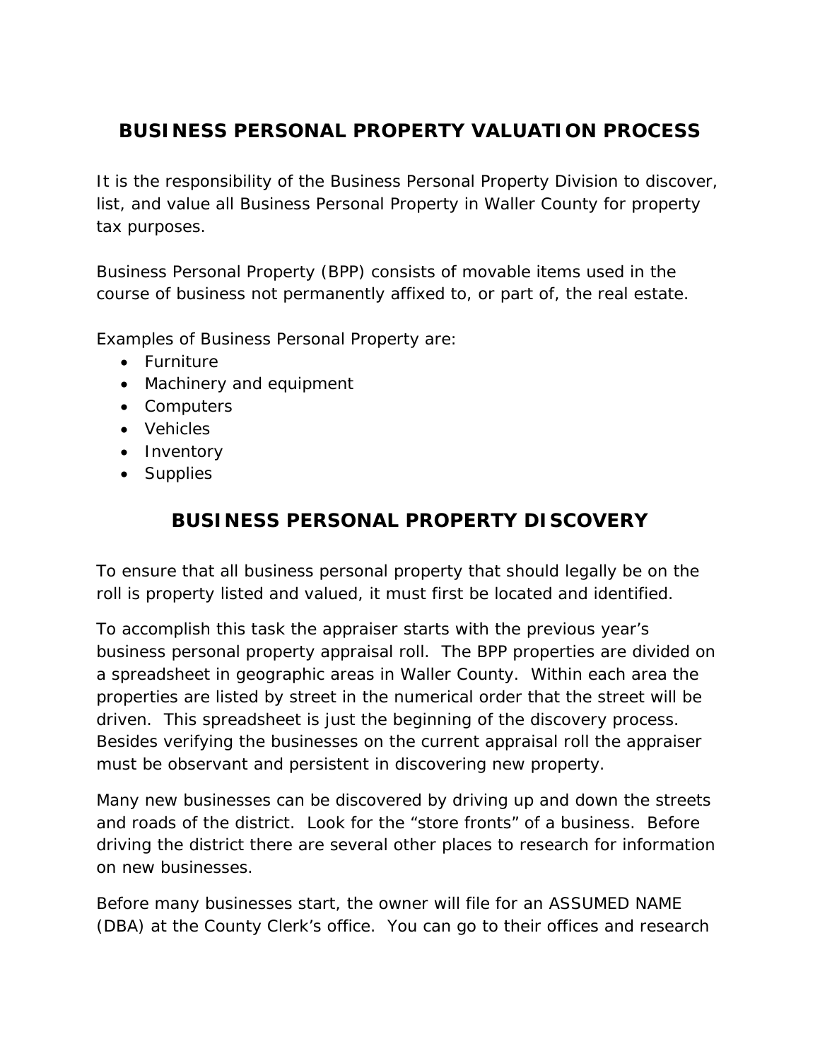# BUSINESS PERSONAL PROPERTY VALUATION PROCESS

It is the responsibility of the Business Personal Property Division to discover, list, and value all Business Personal Property in Waller County for property tax purposes.

Business Personal Property (BPP) consists of movable items used in the course of business not permanently affixed to, or part of, the real estate.

Examples of Business Personal Property are:

- Furniture
- Machinery and equipment
- Computers
- Vehicles
- Inventory
- Supplies

# BUSINESS PERSONAL PROPERTY DISCOVERY

To ensure that all business personal property that should legally be on the roll is property listed and valued, it must first be located and identified.

To accomplish this task the appraiser starts with the previous year's business personal property appraisal roll. The BPP properties are divided on a spreadsheet in geographic areas in Waller County. Within each area the properties are listed by street in the numerical order that the street will be driven. This spreadsheet is just the beginning of the discovery process. Besides verifying the businesses on the current appraisal roll the appraiser must be observant and persistent in discovering new property.

Many new businesses can be discovered by driving up and down the streets and roads of the district. Look for the "store fronts" of a business. Before driving the district there are several other places to research for information on new businesses.

Before many businesses start, the owner will file for an ASSUMED NAME (DBA) at the County Clerk's office. You can go to their offices and research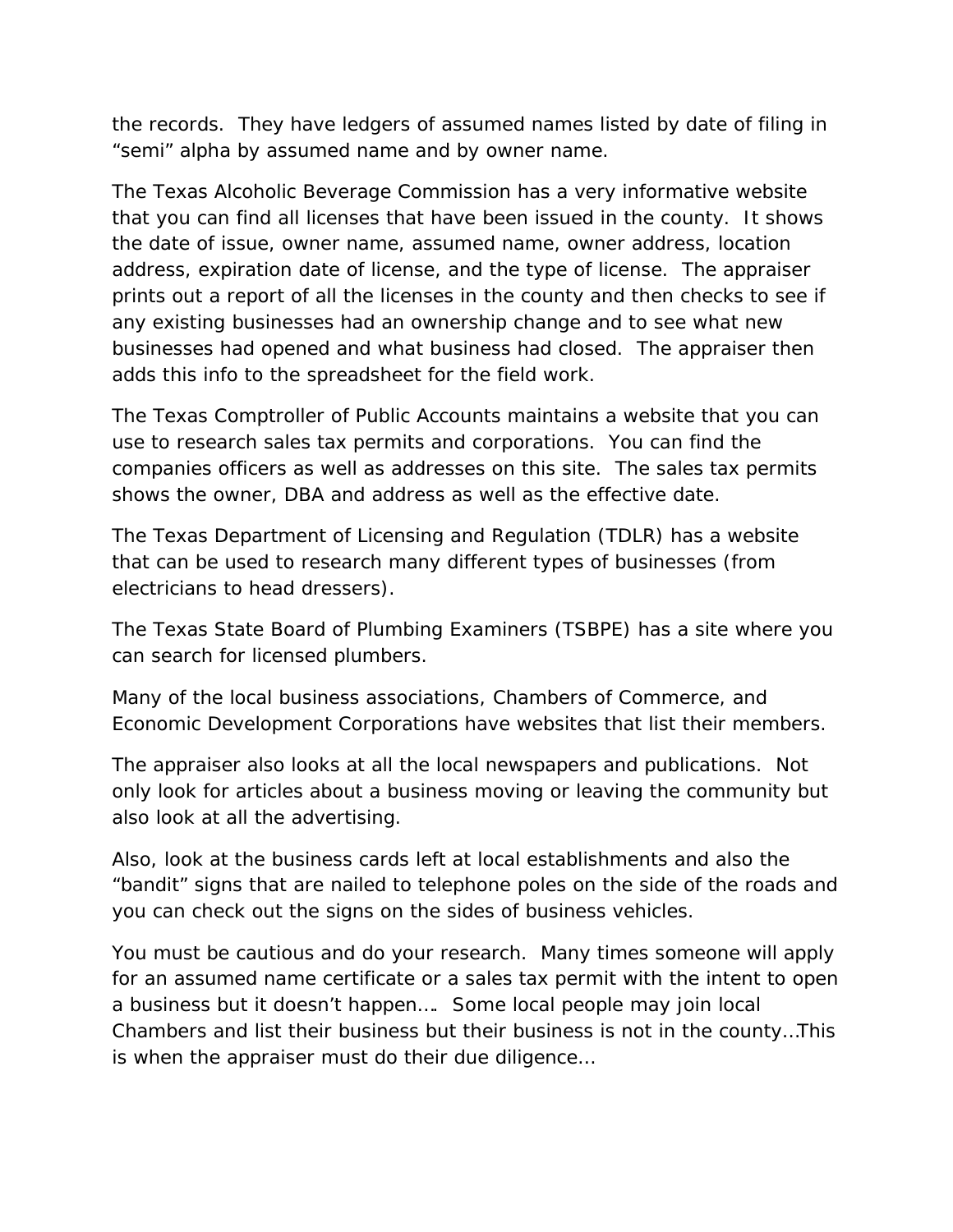the records. They have ledgers of assumed names listed by date of filing in "semi" alpha by assumed name and by owner name.

The Texas Alcoholic Beverage Commission has a very informative website that you can find all licenses that have been issued in the county. It shows the date of issue, owner name, assumed name, owner address, location address, expiration date of license, and the type of license. The appraiser prints out a report of all the licenses in the county and then checks to see if any existing businesses had an ownership change and to see what new businesses had opened and what business had closed. The appraiser then adds this info to the spreadsheet for the field work.

The Texas Comptroller of Public Accounts maintains a website that you can use to research sales tax permits and corporations. You can find the companies officers as well as addresses on this site. The sales tax permits shows the owner, DBA and address as well as the effective date.

The Texas Department of Licensing and Regulation (TDLR) has a website that can be used to research many different types of businesses (from electricians to head dressers).

The Texas State Board of Plumbing Examiners (TSBPE) has a site where you can search for licensed plumbers.

Many of the local business associations, Chambers of Commerce, and Economic Development Corporations have websites that list their members.

The appraiser also looks at all the local newspapers and publications. Not only look for articles about a business moving or leaving the community but also look at all the advertising.

Also, look at the business cards left at local establishments and also the "bandit" signs that are nailed to telephone poles on the side of the roads and you can check out the signs on the sides of business vehicles.

You must be cautious and do your research. Many times someone will apply for an assumed name certificate or a sales tax permit with the intent to open a business but it doesn't happen…. Some local people may join local Chambers and list their business but their business is not in the county…This is when the appraiser must do their due diligence…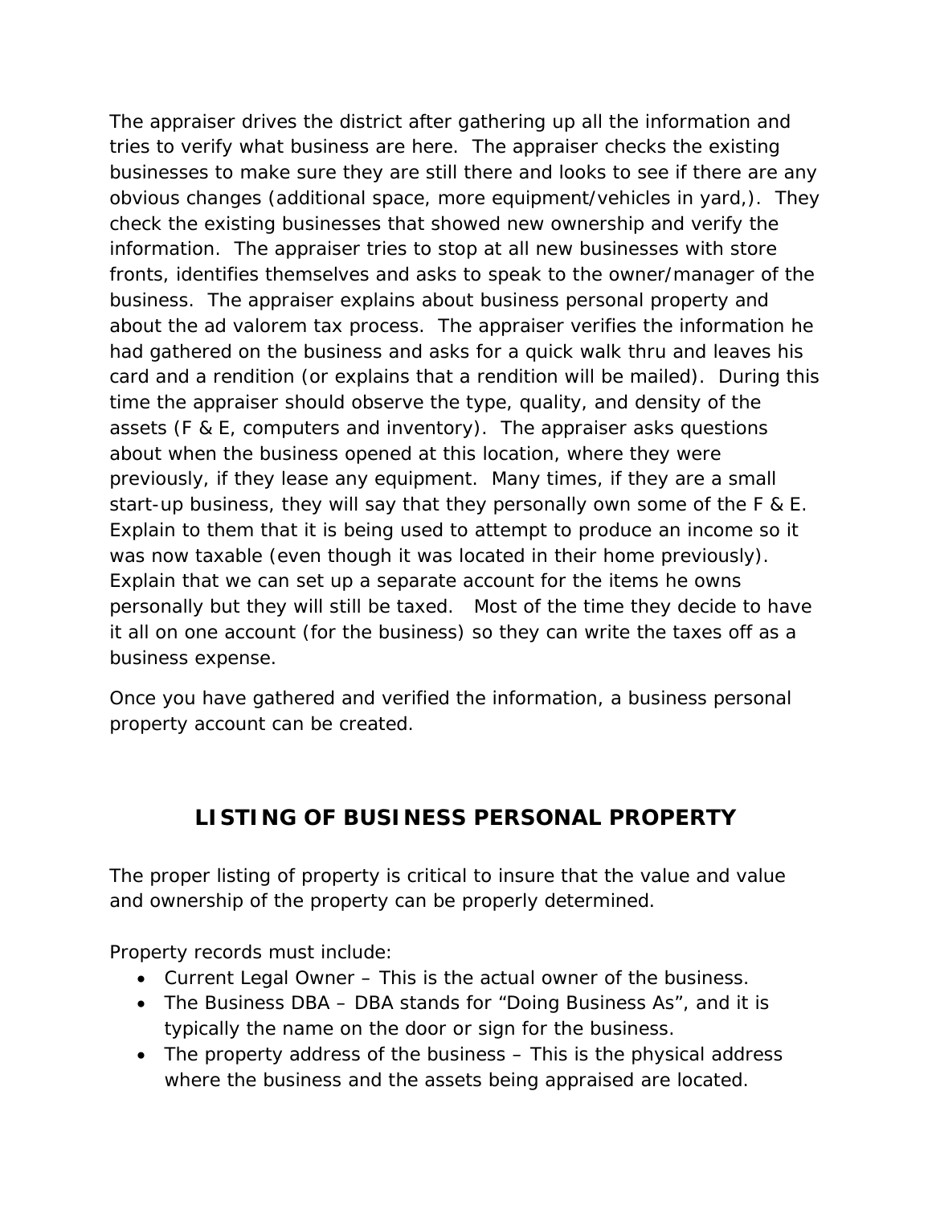The appraiser drives the district after gathering up all the information and tries to verify what business are here. The appraiser checks the existing businesses to make sure they are still there and looks to see if there are any obvious changes (additional space, more equipment/vehicles in yard,). They check the existing businesses that showed new ownership and verify the information. The appraiser tries to stop at all new businesses with store fronts, identifies themselves and asks to speak to the owner/manager of the business. The appraiser explains about business personal property and about the ad valorem tax process. The appraiser verifies the information he had gathered on the business and asks for a quick walk thru and leaves his card and a rendition (or explains that a rendition will be mailed). During this time the appraiser should observe the type, quality, and density of the assets (F & E, computers and inventory). The appraiser asks questions about when the business opened at this location, where they were previously, if they lease any equipment. Many times, if they are a small start-up business, they will say that they personally own some of the F & E. Explain to them that it is being used to attempt to produce an income so it was now taxable (even though it was located in their home previously). Explain that we can set up a separate account for the items he owns personally but they will still be taxed. Most of the time they decide to have it all on one account (for the business) so they can write the taxes off as a business expense.

Once you have gathered and verified the information, a business personal property account can be created.

## LISTING OF BUSINESS PERSONAL PROPERTY

The proper listing of property is critical to insure that the value and value and ownership of the property can be properly determined.

Property records must include:

- Current Legal Owner – This is the actual owner of the business.
- The Business DBA – DBA stands for "Doing Business As", and it is typically the name on the door or sign for the business.
- The property address of the business – This is the physical address where the business and the assets being appraised are located.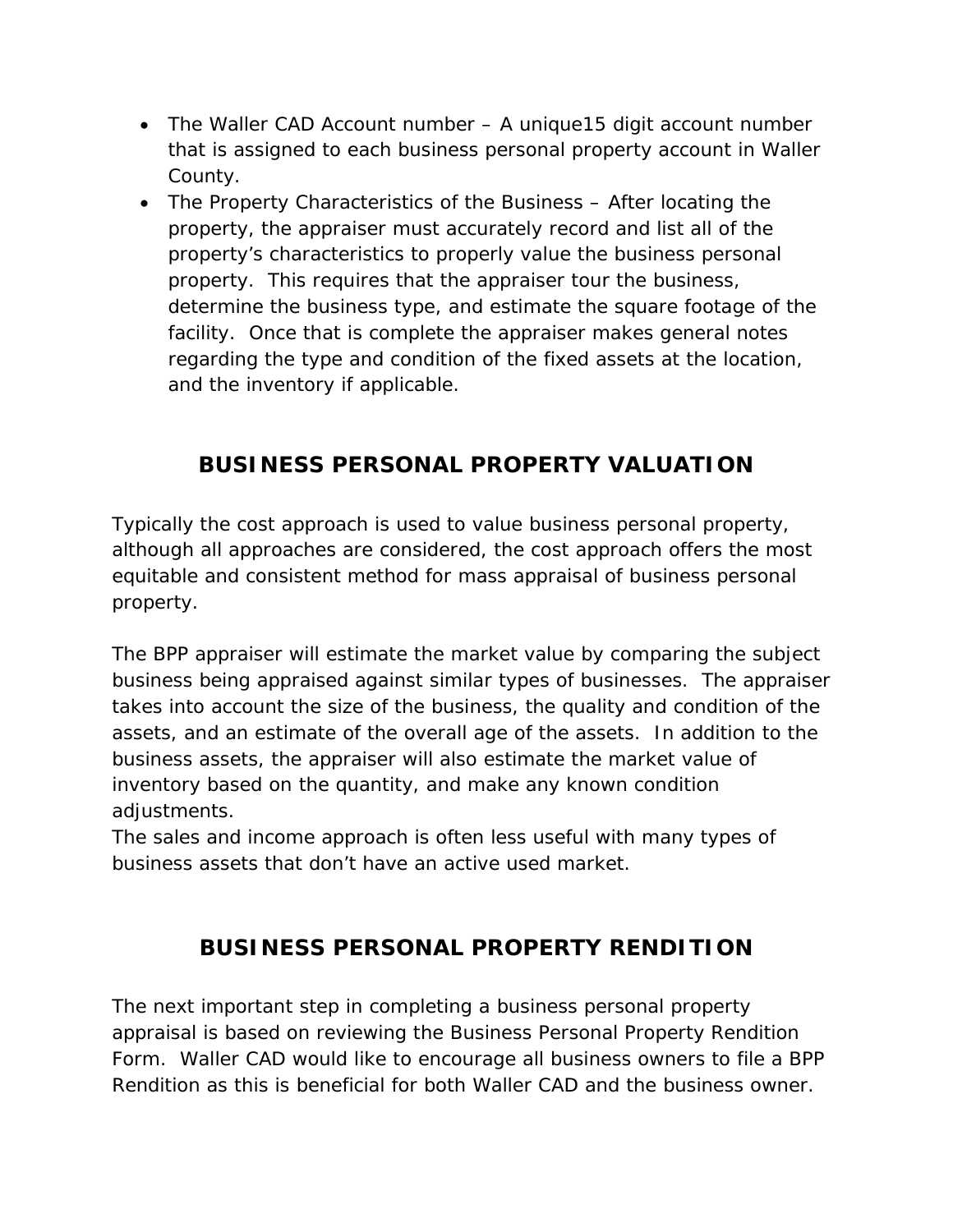- The Waller CAD Account number – A unique15 digit account number that is assigned to each business personal property account in Waller County.
- The Property Characteristics of the Business – After locating the property, the appraiser must accurately record and list all of the property's characteristics to properly value the business personal property. This requires that the appraiser tour the business, determine the business type, and estimate the square footage of the facility. Once that is complete the appraiser makes general notes regarding the type and condition of the fixed assets at the location, and the inventory if applicable.

## BUSINESS PERSONAL PROPERTY VALUATION

Typically the cost approach is used to value business personal property, although all approaches are considered, the cost approach offers the most equitable and consistent method for mass appraisal of business personal property.

The BPP appraiser will estimate the market value by comparing the subject business being appraised against similar types of businesses. The appraiser takes into account the size of the business, the quality and condition of the assets, and an estimate of the overall age of the assets. In addition to the business assets, the appraiser will also estimate the market value of inventory based on the quantity, and make any known condition adjustments.
The sales and income approach is often less useful with many types of business assets that don't have an active used market.

## BUSINESS PERSONAL PROPERTY RENDITION

The next important step in completing a business personal property appraisal is based on reviewing the Business Personal Property Rendition Form. Waller CAD would like to encourage all business owners to file a BPP Rendition as this is beneficial for both Waller CAD and the business owner.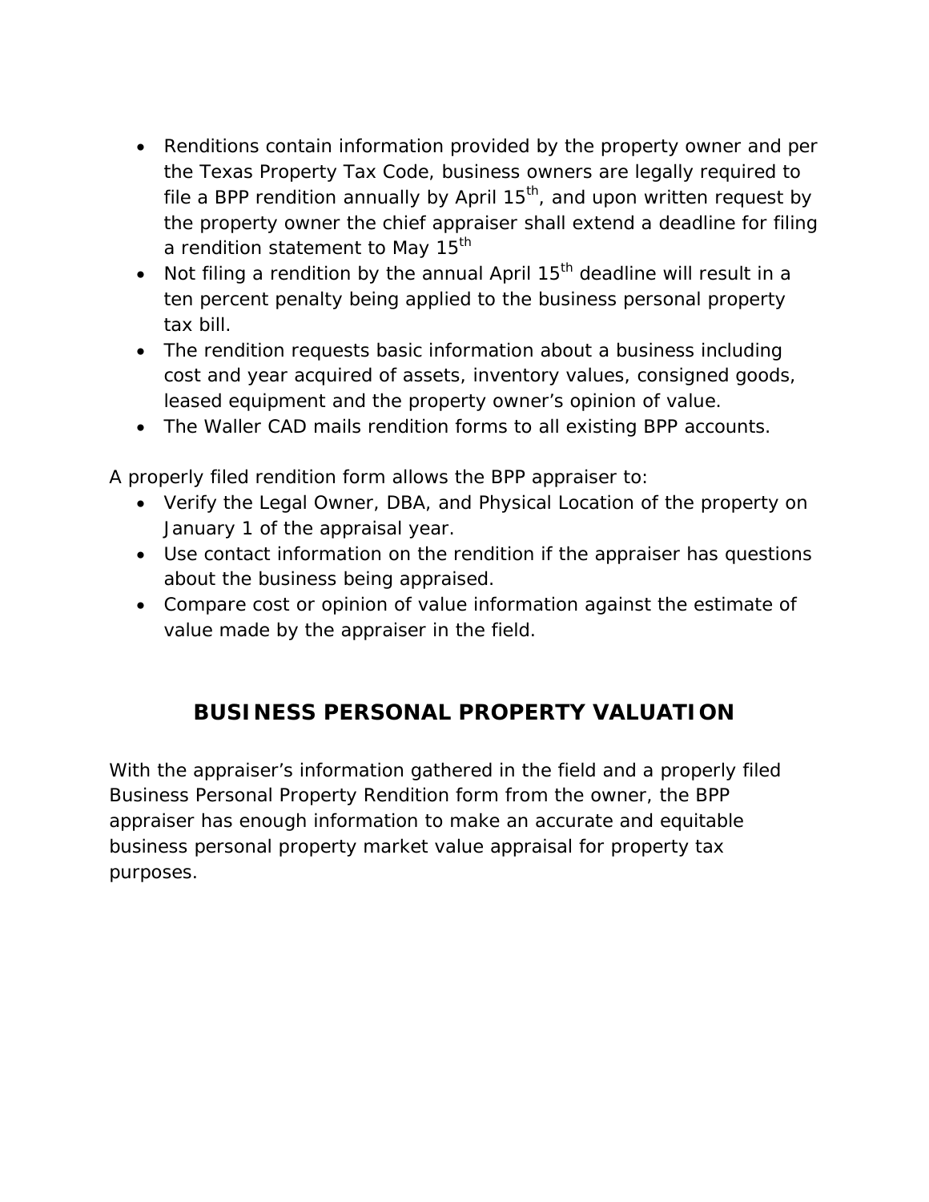- Renditions contain information provided by the property owner and per the Texas Property Tax Code, business owners are legally required to file a BPP rendition annually by April 15th, and upon written request by the property owner the chief appraiser shall extend a deadline for filing a rendition statement to May 15th
- Not filing a rendition by the annual April 15th deadline will result in a ten percent penalty being applied to the business personal property tax bill.
- The rendition requests basic information about a business including cost and year acquired of assets, inventory values, consigned goods, leased equipment and the property owner's opinion of value.
- The Waller CAD mails rendition forms to all existing BPP accounts.

A properly filed rendition form allows the BPP appraiser to:

- Verify the Legal Owner, DBA, and Physical Location of the property on January 1 of the appraisal year.
- Use contact information on the rendition if the appraiser has questions about the business being appraised.
- Compare cost or opinion of value information against the estimate of value made by the appraiser in the field.

## BUSINESS PERSONAL PROPERTY VALUATION

With the appraiser's information gathered in the field and a properly filed Business Personal Property Rendition form from the owner, the BPP appraiser has enough information to make an accurate and equitable business personal property market value appraisal for property tax purposes.